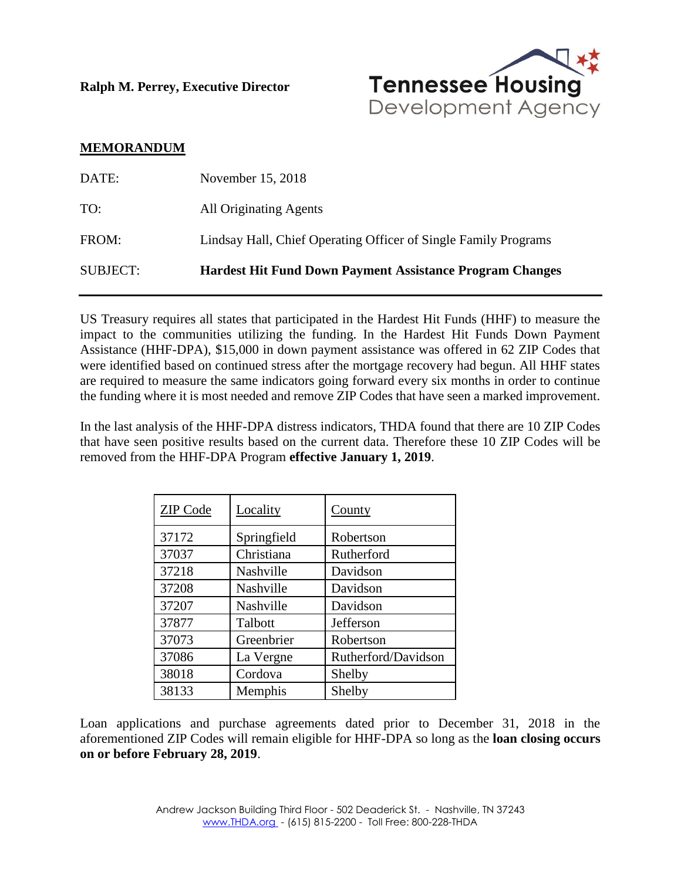**Ralph M. Perrey, Executive Director**

Tennessee Housing Development Agency

**MEMORANDUM**

| | |
|---|---|
| DATE: | November 15, 2018 |
| TO: | All Originating Agents |
| FROM: | Lindsay Hall, Chief Operating Officer of Single Family Programs |
| SUBJECT: | **Hardest Hit Fund Down Payment Assistance Program Changes** |

US Treasury requires all states that participated in the Hardest Hit Funds (HHF) to measure the impact to the communities utilizing the funding. In the Hardest Hit Funds Down Payment Assistance (HHF-DPA), $15,000 in down payment assistance was offered in 62 ZIP Codes that were identified based on continued stress after the mortgage recovery had begun. All HHF states are required to measure the same indicators going forward every six months in order to continue the funding where it is most needed and remove ZIP Codes that have seen a marked improvement.

In the last analysis of the HHF-DPA distress indicators, THDA found that there are 10 ZIP Codes that have seen positive results based on the current data. Therefore these 10 ZIP Codes will be removed from the HHF-DPA Program **effective January 1, 2019**.

| ZIP Code | Locality | County |
|---|---|---|
| 37172 | Springfield | Robertson |
| 37037 | Christiana | Rutherford |
| 37218 | Nashville | Davidson |
| 37208 | Nashville | Davidson |
| 37207 | Nashville | Davidson |
| 37877 | Talbott | Jefferson |
| 37073 | Greenbrier | Robertson |
| 37086 | La Vergne | Rutherford/Davidson |
| 38018 | Cordova | Shelby |
| 38133 | Memphis | Shelby |

Loan applications and purchase agreements dated prior to December 31, 2018 in the aforementioned ZIP Codes will remain eligible for HHF-DPA so long as the **loan closing occurs on or before February 28, 2019**.

Andrew Jackson Building Third Floor - 502 Deaderick St. - Nashville, TN 37243
www.THDA.org - (615) 815-2200 - Toll Free: 800-228-THDA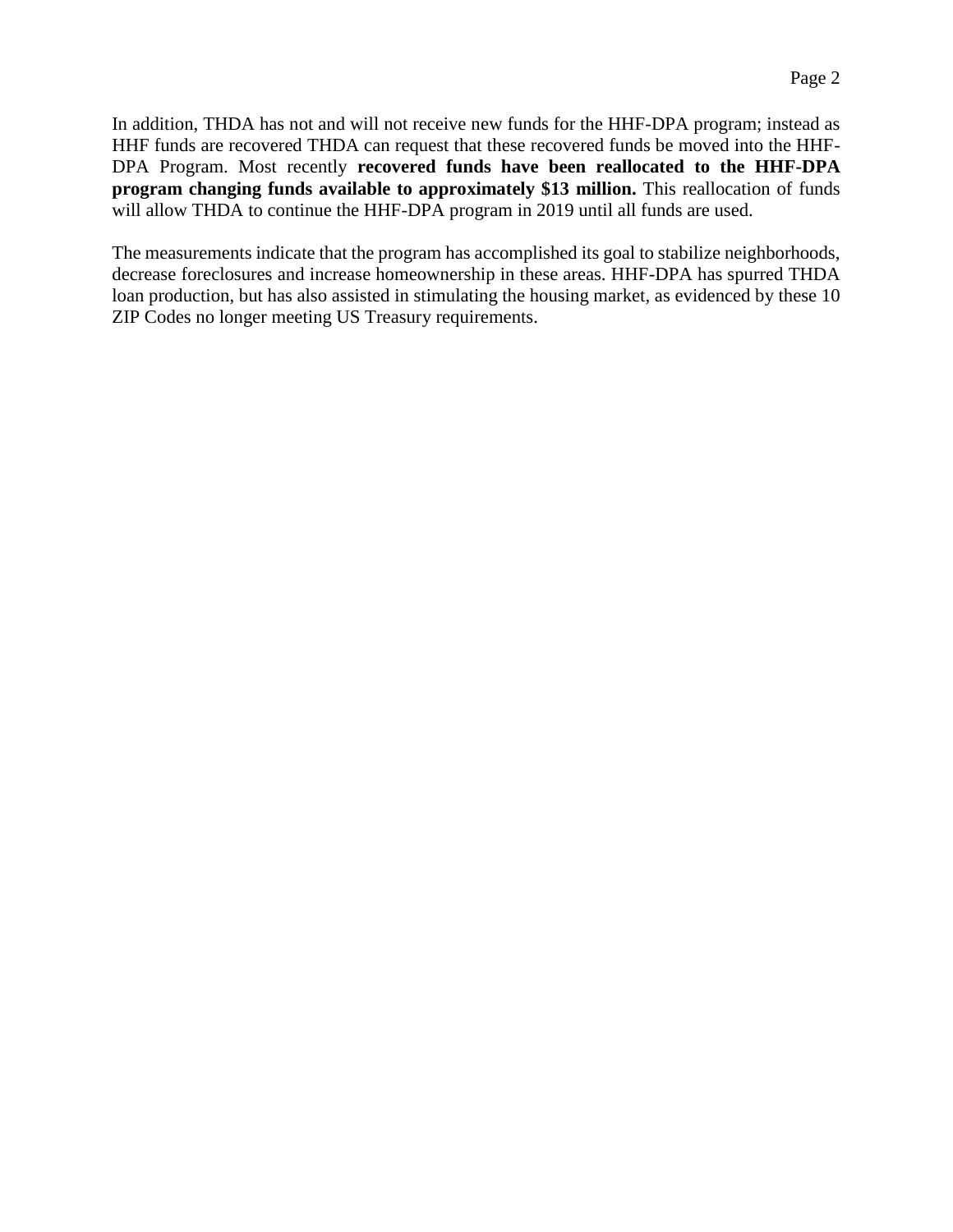In addition, THDA has not and will not receive new funds for the HHF-DPA program; instead as HHF funds are recovered THDA can request that these recovered funds be moved into the HHF-DPA Program. Most recently **recovered funds have been reallocated to the HHF-DPA program changing funds available to approximately $13 million.** This reallocation of funds will allow THDA to continue the HHF-DPA program in 2019 until all funds are used.

The measurements indicate that the program has accomplished its goal to stabilize neighborhoods, decrease foreclosures and increase homeownership in these areas. HHF-DPA has spurred THDA loan production, but has also assisted in stimulating the housing market, as evidenced by these 10 ZIP Codes no longer meeting US Treasury requirements.